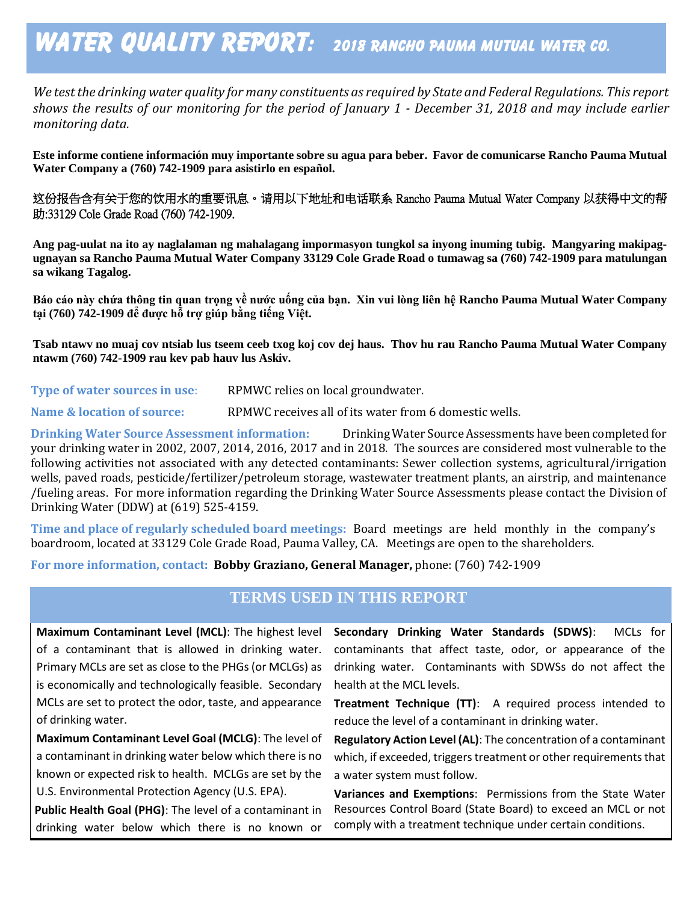# WATER QUALITY REPORT: 2018 RANCHO PAUMA MUTUAL WATER CO.

*We test the drinking water quality for many constituents as required by State and Federal Regulations. This report shows the results of our monitoring for the period of January 1 - December 31, 2018 and may include earlier monitoring data.*

**Este informe contiene información muy importante sobre su agua para beber. Favor de comunicarse Rancho Pauma Mutual Water Company a (760) 742-1909 para asistirlo en español.**

这份报告含有关于您的饮用水的重要讯息。请用以下地址和电话联系 Rancho Pauma Mutual Water Company 以获得中文的帮助:33129 Cole Grade Road (760) 742-1909.

**Ang pag-uulat na ito ay naglalaman ng mahalagang impormasyon tungkol sa inyong inuming tubig. Mangyaring makipag-ugnayan sa Rancho Pauma Mutual Water Company 33129 Cole Grade Road o tumawag sa (760) 742-1909 para matulungan sa wikang Tagalog.**

**Báo cáo này chứa thông tin quan trọng về nước uống của bạn. Xin vui lòng liên hệ Rancho Pauma Mutual Water Company tại (760) 742-1909 để được hỗ trợ giúp bằng tiếng Việt.**

**Tsab ntawv no muaj cov ntsiab lus tseem ceeb txog koj cov dej haus. Thov hu rau Rancho Pauma Mutual Water Company ntawm (760) 742-1909 rau kev pab hauv lus Askiv.**

**Type of water sources in use:** RPMWC relies on local groundwater.

**Name & location of source:** RPMWC receives all of its water from 6 domestic wells.

**Drinking Water Source Assessment information:** Drinking Water Source Assessments have been completed for your drinking water in 2002, 2007, 2014, 2016, 2017 and in 2018. The sources are considered most vulnerable to the following activities not associated with any detected contaminants: Sewer collection systems, agricultural/irrigation wells, paved roads, pesticide/fertilizer/petroleum storage, wastewater treatment plants, an airstrip, and maintenance /fueling areas. For more information regarding the Drinking Water Source Assessments please contact the Division of Drinking Water (DDW) at (619) 525-4159.

**Time and place of regularly scheduled board meetings:** Board meetings are held monthly in the company's boardroom, located at 33129 Cole Grade Road, Pauma Valley, CA. Meetings are open to the shareholders.

**For more information, contact:** **Bobby Graziano, General Manager,** phone: (760) 742-1909

## TERMS USED IN THIS REPORT

**Maximum Contaminant Level (MCL)**: The highest level of a contaminant that is allowed in drinking water. Primary MCLs are set as close to the PHGs (or MCLGs) as is economically and technologically feasible. Secondary MCLs are set to protect the odor, taste, and appearance of drinking water.

**Maximum Contaminant Level Goal (MCLG)**: The level of a contaminant in drinking water below which there is no known or expected risk to health. MCLGs are set by the U.S. Environmental Protection Agency (U.S. EPA).

**Public Health Goal (PHG)**: The level of a contaminant in drinking water below which there is no known or

**Secondary Drinking Water Standards (SDWS)**: MCLs for contaminants that affect taste, odor, or appearance of the drinking water. Contaminants with SDWSs do not affect the health at the MCL levels.

**Treatment Technique (TT)**: A required process intended to reduce the level of a contaminant in drinking water.

**Regulatory Action Level (AL)**: The concentration of a contaminant which, if exceeded, triggers treatment or other requirements that a water system must follow.

**Variances and Exemptions**: Permissions from the State Water Resources Control Board (State Board) to exceed an MCL or not comply with a treatment technique under certain conditions.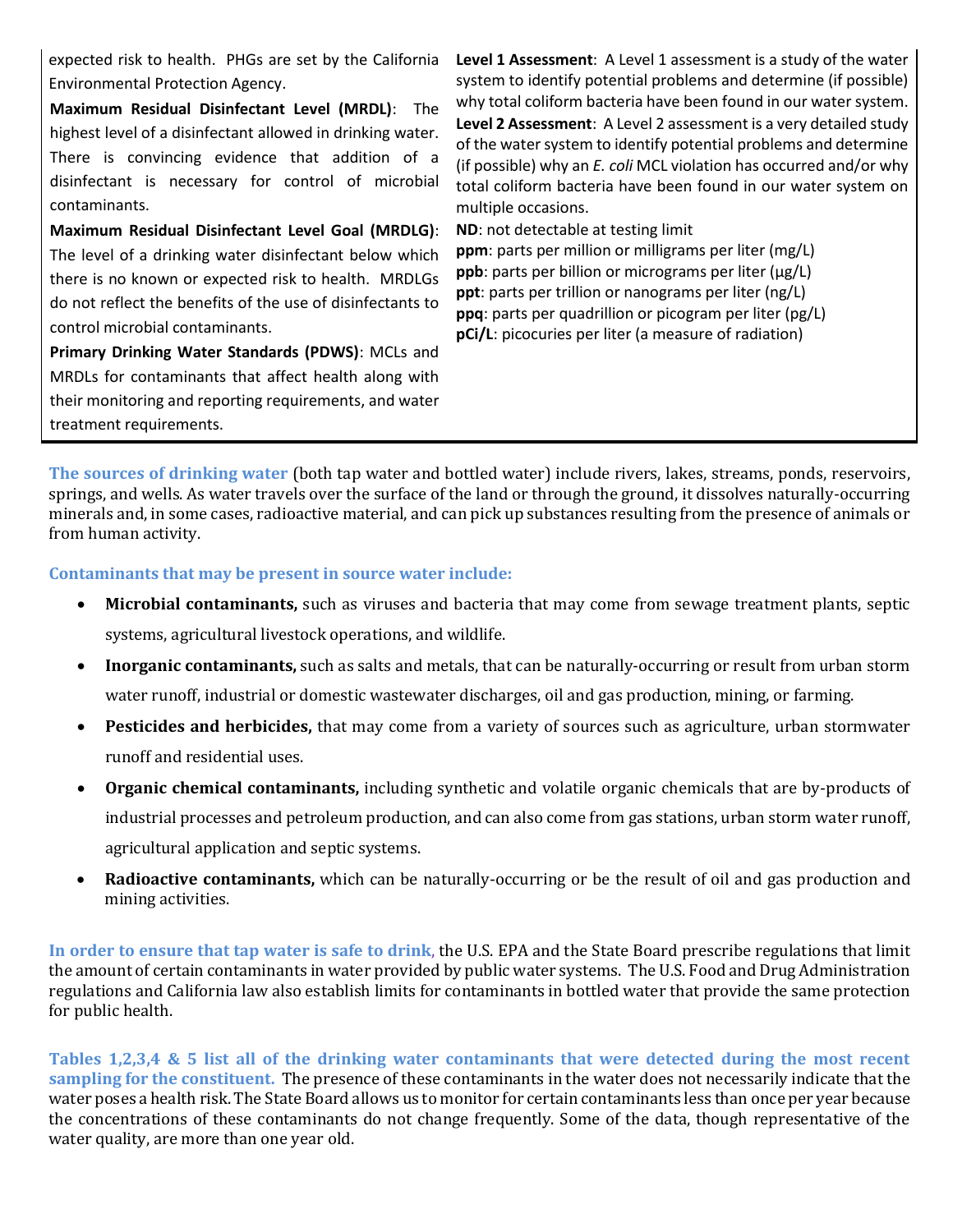expected risk to health. PHGs are set by the California Environmental Protection Agency.

**Maximum Residual Disinfectant Level (MRDL)**: The highest level of a disinfectant allowed in drinking water. There is convincing evidence that addition of a disinfectant is necessary for control of microbial contaminants.

**Maximum Residual Disinfectant Level Goal (MRDLG)**: The level of a drinking water disinfectant below which there is no known or expected risk to health. MRDLGs do not reflect the benefits of the use of disinfectants to control microbial contaminants.

**Primary Drinking Water Standards (PDWS)**: MCLs and MRDLs for contaminants that affect health along with their monitoring and reporting requirements, and water treatment requirements.

**Level 1 Assessment**: A Level 1 assessment is a study of the water system to identify potential problems and determine (if possible) why total coliform bacteria have been found in our water system.

**Level 2 Assessment**: A Level 2 assessment is a very detailed study of the water system to identify potential problems and determine (if possible) why an *E. coli* MCL violation has occurred and/or why total coliform bacteria have been found in our water system on multiple occasions.

**ND**: not detectable at testing limit
**ppm**: parts per million or milligrams per liter (mg/L)
**ppb**: parts per billion or micrograms per liter (µg/L)
**ppt**: parts per trillion or nanograms per liter (ng/L)
**ppq**: parts per quadrillion or picogram per liter (pg/L)
**pCi/L**: picocuries per liter (a measure of radiation)

**The sources of drinking water** (both tap water and bottled water) include rivers, lakes, streams, ponds, reservoirs, springs, and wells. As water travels over the surface of the land or through the ground, it dissolves naturally-occurring minerals and, in some cases, radioactive material, and can pick up substances resulting from the presence of animals or from human activity.

**Contaminants that may be present in source water include:**

- **Microbial contaminants,** such as viruses and bacteria that may come from sewage treatment plants, septic systems, agricultural livestock operations, and wildlife.
- **Inorganic contaminants,** such as salts and metals, that can be naturally-occurring or result from urban storm water runoff, industrial or domestic wastewater discharges, oil and gas production, mining, or farming.
- **Pesticides and herbicides,** that may come from a variety of sources such as agriculture, urban stormwater runoff and residential uses.
- **Organic chemical contaminants,** including synthetic and volatile organic chemicals that are by-products of industrial processes and petroleum production, and can also come from gas stations, urban storm water runoff, agricultural application and septic systems.
- **Radioactive contaminants,** which can be naturally-occurring or be the result of oil and gas production and mining activities.

**In order to ensure that tap water is safe to drink**, the U.S. EPA and the State Board prescribe regulations that limit the amount of certain contaminants in water provided by public water systems. The U.S. Food and Drug Administration regulations and California law also establish limits for contaminants in bottled water that provide the same protection for public health.

**Tables 1,2,3,4 & 5 list all of the drinking water contaminants that were detected during the most recent sampling for the constituent.** The presence of these contaminants in the water does not necessarily indicate that the water poses a health risk. The State Board allows us to monitor for certain contaminants less than once per year because the concentrations of these contaminants do not change frequently. Some of the data, though representative of the water quality, are more than one year old.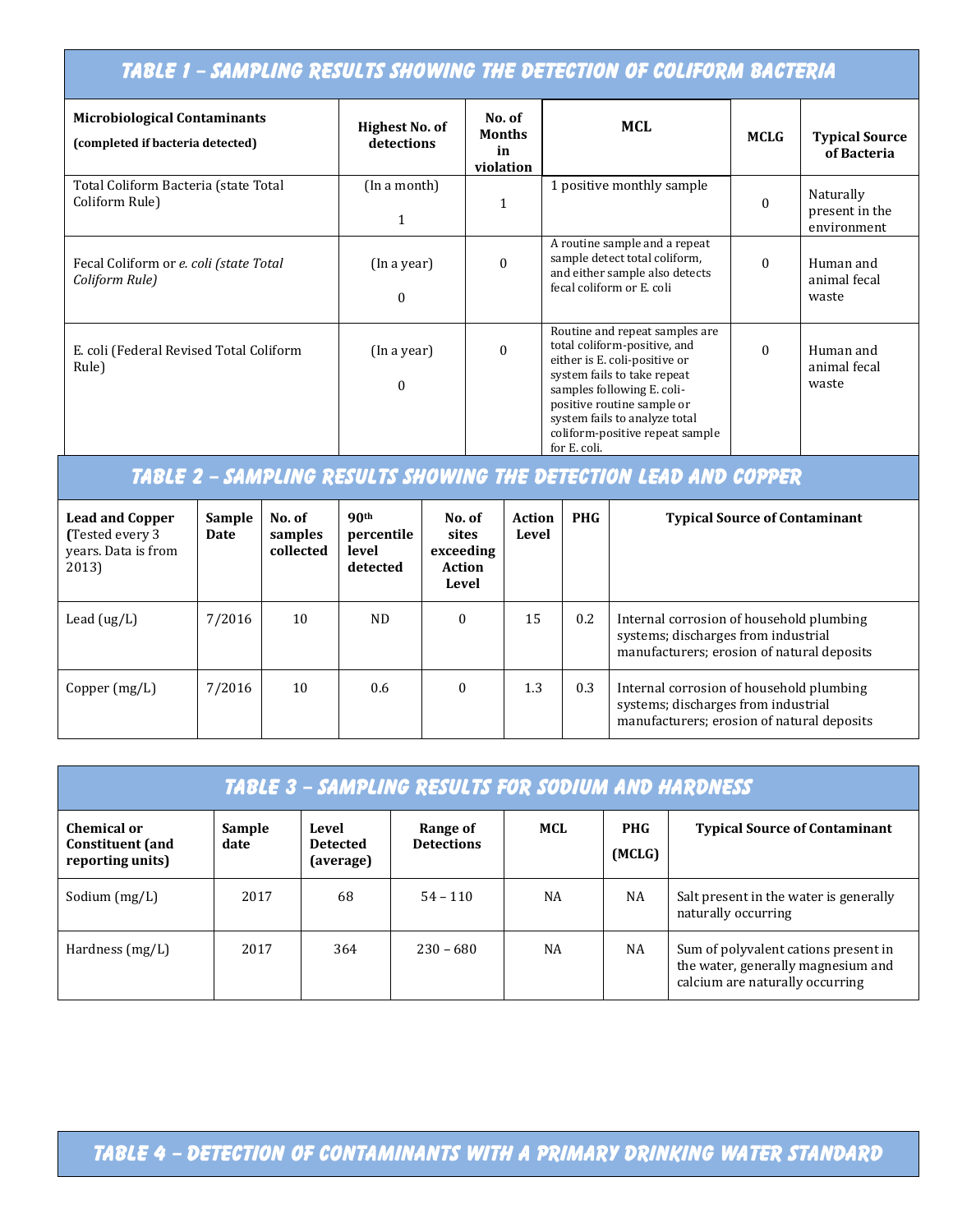## TABLE 1 – SAMPLING RESULTS SHOWING THE DETECTION OF COLIFORM BACTERIA

| Microbiological Contaminants (completed if bacteria detected) | Highest No. of detections | No. of Months in violation | MCL | MCLG | Typical Source of Bacteria |
|---|---|---|---|---|---|
| Total Coliform Bacteria (state Total Coliform Rule) | (In a month) 1 | 1 | 1 positive monthly sample | 0 | Naturally present in the environment |
| Fecal Coliform or *e. coli (state Total Coliform Rule)* | (In a year) 0 | 0 | A routine sample and a repeat sample detect total coliform, and either sample also detects fecal coliform or E. coli | 0 | Human and animal fecal waste |
| E. coli (Federal Revised Total Coliform Rule) | (In a year) 0 | 0 | Routine and repeat samples are total coliform-positive, and either is E. coli-positive or system fails to take repeat samples following E. coli-positive routine sample or system fails to analyze total coliform-positive repeat sample for E. coli. | 0 | Human and animal fecal waste |

## TABLE 2 – SAMPLING RESULTS SHOWING THE DETECTION LEAD AND COPPER

| Lead and Copper (Tested every 3 years. Data is from 2013) | Sample Date | No. of samples collected | 90th percentile level detected | No. of sites exceeding Action Level | Action Level | PHG | Typical Source of Contaminant |
|---|---|---|---|---|---|---|---|
| Lead (ug/L) | 7/2016 | 10 | ND | 0 | 15 | 0.2 | Internal corrosion of household plumbing systems; discharges from industrial manufacturers; erosion of natural deposits |
| Copper (mg/L) | 7/2016 | 10 | 0.6 | 0 | 1.3 | 0.3 | Internal corrosion of household plumbing systems; discharges from industrial manufacturers; erosion of natural deposits |

## TABLE 3 – SAMPLING RESULTS FOR SODIUM AND HARDNESS

| Chemical or Constituent (and reporting units) | Sample date | Level Detected (average) | Range of Detections | MCL | PHG (MCLG) | Typical Source of Contaminant |
|---|---|---|---|---|---|---|
| Sodium (mg/L) | 2017 | 68 | 54 – 110 | NA | NA | Salt present in the water is generally naturally occurring |
| Hardness (mg/L) | 2017 | 364 | 230 – 680 | NA | NA | Sum of polyvalent cations present in the water, generally magnesium and calcium are naturally occurring |

## TABLE 4 – DETECTION OF CONTAMINANTS WITH A PRIMARY DRINKING WATER STANDARD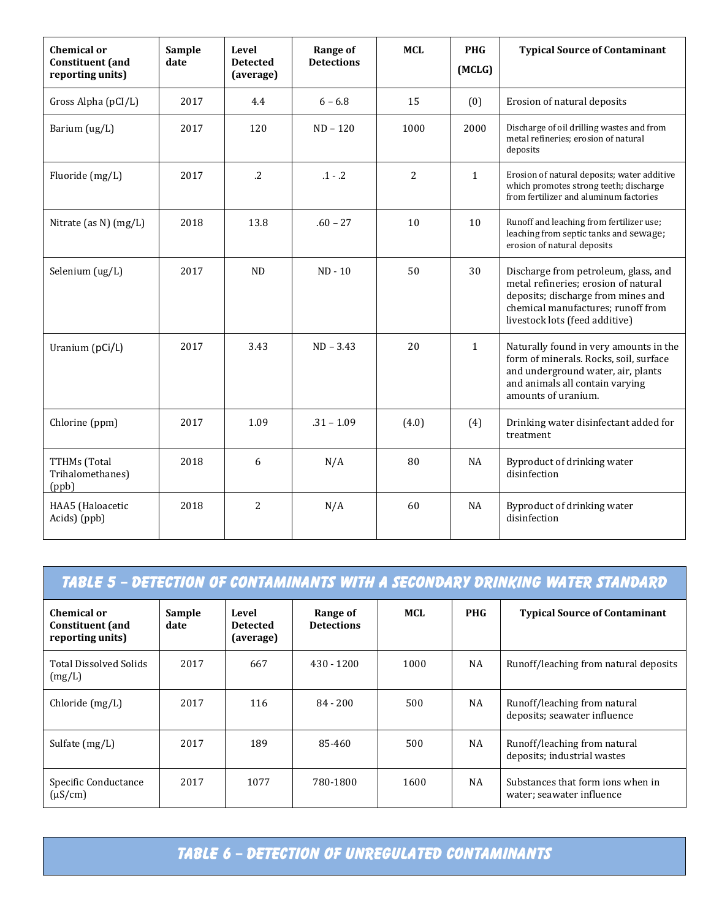| Chemical or Constituent (and reporting units) | Sample date | Level Detected (average) | Range of Detections | MCL | PHG (MCLG) | Typical Source of Contaminant |
|---|---|---|---|---|---|---|
| Gross Alpha (pCI/L) | 2017 | 4.4 | 6 – 6.8 | 15 | (0) | Erosion of natural deposits |
| Barium (ug/L) | 2017 | 120 | ND – 120 | 1000 | 2000 | Discharge of oil drilling wastes and from metal refineries; erosion of natural deposits |
| Fluoride (mg/L) | 2017 | .2 | .1 - .2 | 2 | 1 | Erosion of natural deposits; water additive which promotes strong teeth; discharge from fertilizer and aluminum factories |
| Nitrate (as N) (mg/L) | 2018 | 13.8 | .60 – 27 | 10 | 10 | Runoff and leaching from fertilizer use; leaching from septic tanks and sewage; erosion of natural deposits |
| Selenium (ug/L) | 2017 | ND | ND - 10 | 50 | 30 | Discharge from petroleum, glass, and metal refineries; erosion of natural deposits; discharge from mines and chemical manufactures; runoff from livestock lots (feed additive) |
| Uranium (pCi/L) | 2017 | 3.43 | ND – 3.43 | 20 | 1 | Naturally found in very amounts in the form of minerals. Rocks, soil, surface and underground water, air, plants and animals all contain varying amounts of uranium. |
| Chlorine (ppm) | 2017 | 1.09 | .31 – 1.09 | (4.0) | (4) | Drinking water disinfectant added for treatment |
| TTHMs (Total Trihalomethanes) (ppb) | 2018 | 6 | N/A | 80 | NA | Byproduct of drinking water disinfection |
| HAA5 (Haloacetic Acids) (ppb) | 2018 | 2 | N/A | 60 | NA | Byproduct of drinking water disinfection |

## TABLE 5 – DETECTION OF CONTAMINANTS WITH A SECONDARY DRINKING WATER STANDARD

| Chemical or Constituent (and reporting units) | Sample date | Level Detected (average) | Range of Detections | MCL | PHG | Typical Source of Contaminant |
|---|---|---|---|---|---|---|
| Total Dissolved Solids (mg/L) | 2017 | 667 | 430 - 1200 | 1000 | NA | Runoff/leaching from natural deposits |
| Chloride (mg/L) | 2017 | 116 | 84 - 200 | 500 | NA | Runoff/leaching from natural deposits; seawater influence |
| Sulfate (mg/L) | 2017 | 189 | 85-460 | 500 | NA | Runoff/leaching from natural deposits; industrial wastes |
| Specific Conductance (µS/cm) | 2017 | 1077 | 780-1800 | 1600 | NA | Substances that form ions when in water; seawater influence |

## TABLE 6 – DETECTION OF UNREGULATED CONTAMINANTS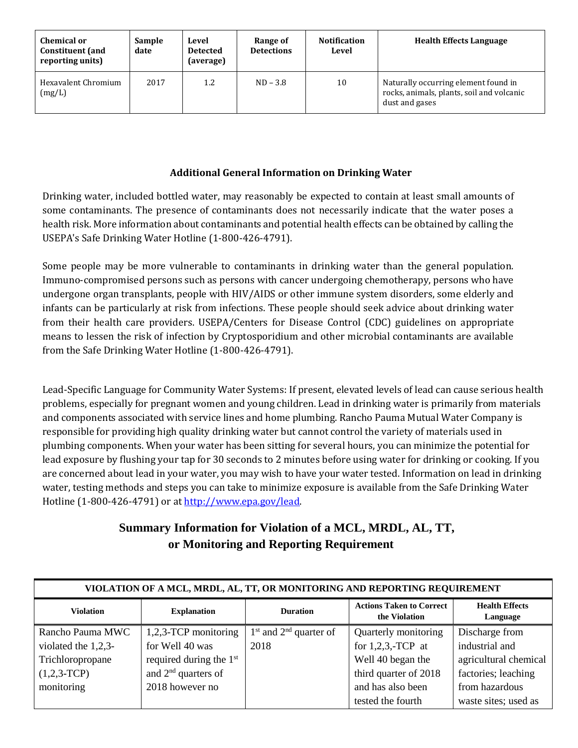| Chemical or Constituent (and reporting units) | Sample date | Level Detected (average) | Range of Detections | Notification Level | Health Effects Language |
|---|---|---|---|---|---|
| Hexavalent Chromium (mg/L) | 2017 | 1.2 | ND – 3.8 | 10 | Naturally occurring element found in rocks, animals, plants, soil and volcanic dust and gases |

### Additional General Information on Drinking Water

Drinking water, included bottled water, may reasonably be expected to contain at least small amounts of some contaminants. The presence of contaminants does not necessarily indicate that the water poses a health risk. More information about contaminants and potential health effects can be obtained by calling the USEPA's Safe Drinking Water Hotline (1-800-426-4791).

Some people may be more vulnerable to contaminants in drinking water than the general population. Immuno-compromised persons such as persons with cancer undergoing chemotherapy, persons who have undergone organ transplants, people with HIV/AIDS or other immune system disorders, some elderly and infants can be particularly at risk from infections. These people should seek advice about drinking water from their health care providers. USEPA/Centers for Disease Control (CDC) guidelines on appropriate means to lessen the risk of infection by Cryptosporidium and other microbial contaminants are available from the Safe Drinking Water Hotline (1-800-426-4791).

Lead-Specific Language for Community Water Systems: If present, elevated levels of lead can cause serious health problems, especially for pregnant women and young children. Lead in drinking water is primarily from materials and components associated with service lines and home plumbing. Rancho Pauma Mutual Water Company is responsible for providing high quality drinking water but cannot control the variety of materials used in plumbing components. When your water has been sitting for several hours, you can minimize the potential for lead exposure by flushing your tap for 30 seconds to 2 minutes before using water for drinking or cooking. If you are concerned about lead in your water, you may wish to have your water tested. Information on lead in drinking water, testing methods and steps you can take to minimize exposure is available from the Safe Drinking Water Hotline (1-800-426-4791) or at http://www.epa.gov/lead.

## Summary Information for Violation of a MCL, MRDL, AL, TT, or Monitoring and Reporting Requirement

| VIOLATION OF A MCL, MRDL, AL, TT, OR MONITORING AND REPORTING REQUIREMENT | | | | |
|---|---|---|---|---|
| **Violation** | **Explanation** | **Duration** | **Actions Taken to Correct the Violation** | **Health Effects Language** |
| Rancho Pauma MWC violated the 1,2,3-Trichloropropane (1,2,3-TCP) monitoring | 1,2,3-TCP monitoring for Well 40 was required during the 1st and 2nd quarters of 2018 however no | 1st and 2nd quarter of 2018 | Quarterly monitoring for 1,2,3,-TCP at Well 40 began the third quarter of 2018 and has also been tested the fourth | Discharge from industrial and agricultural chemical factories; leaching from hazardous waste sites; used as |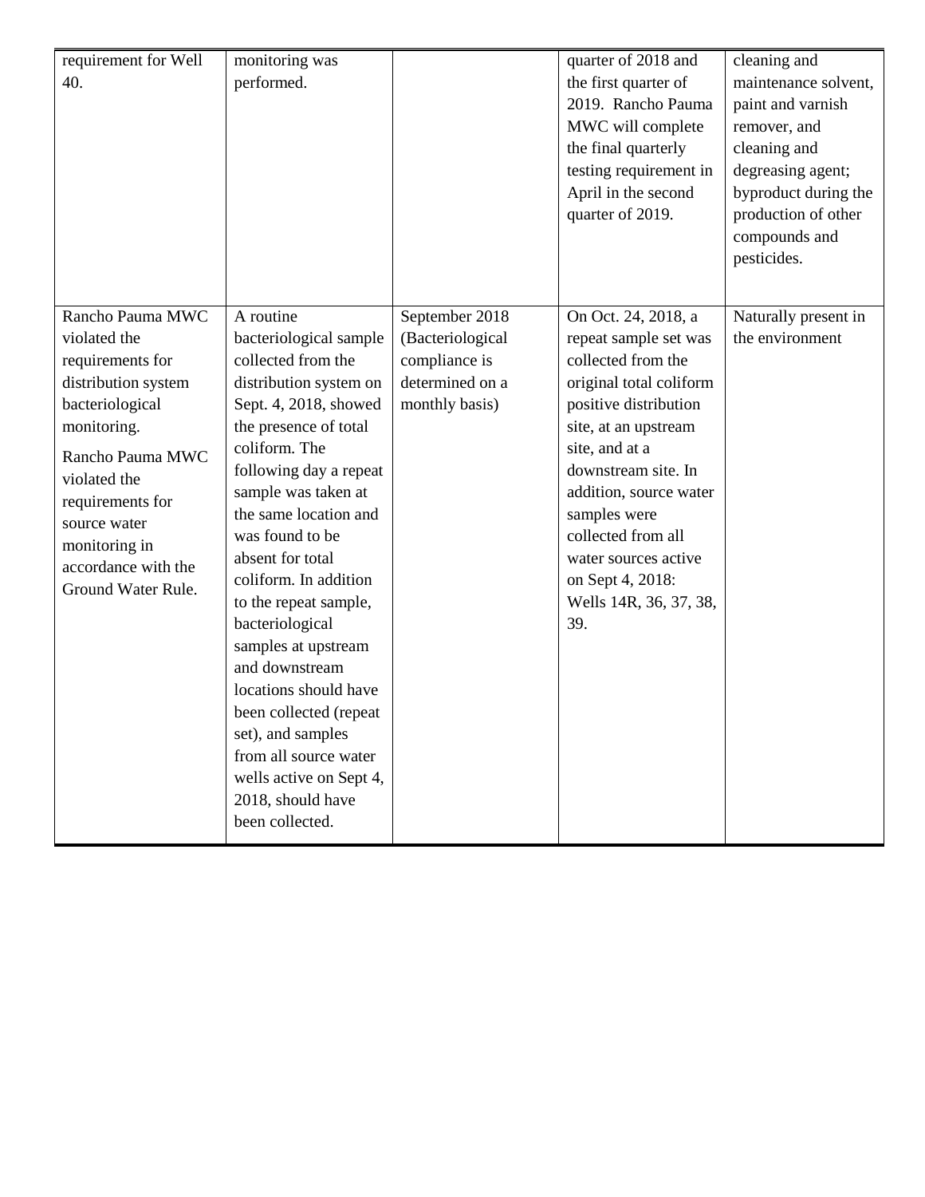| | | | | |
|---|---|---|---|---|
| requirement for Well 40. | monitoring was performed. | | quarter of 2018 and the first quarter of 2019. Rancho Pauma MWC will complete the final quarterly testing requirement in April in the second quarter of 2019. | cleaning and maintenance solvent, paint and varnish remover, and cleaning and degreasing agent; byproduct during the production of other compounds and pesticides. |
| Rancho Pauma MWC violated the requirements for distribution system bacteriological monitoring.<br><br>Rancho Pauma MWC violated the requirements for source water monitoring in accordance with the Ground Water Rule. | A routine bacteriological sample collected from the distribution system on Sept. 4, 2018, showed the presence of total coliform. The following day a repeat sample was taken at the same location and was found to be absent for total coliform. In addition to the repeat sample, bacteriological samples at upstream and downstream locations should have been collected (repeat set), and samples from all source water wells active on Sept 4, 2018, should have been collected. | September 2018 (Bacteriological compliance is determined on a monthly basis) | On Oct. 24, 2018, a repeat sample set was collected from the original total coliform positive distribution site, at an upstream site, and at a downstream site. In addition, source water samples were collected from all water sources active on Sept 4, 2018: Wells 14R, 36, 37, 38, 39. | Naturally present in the environment |